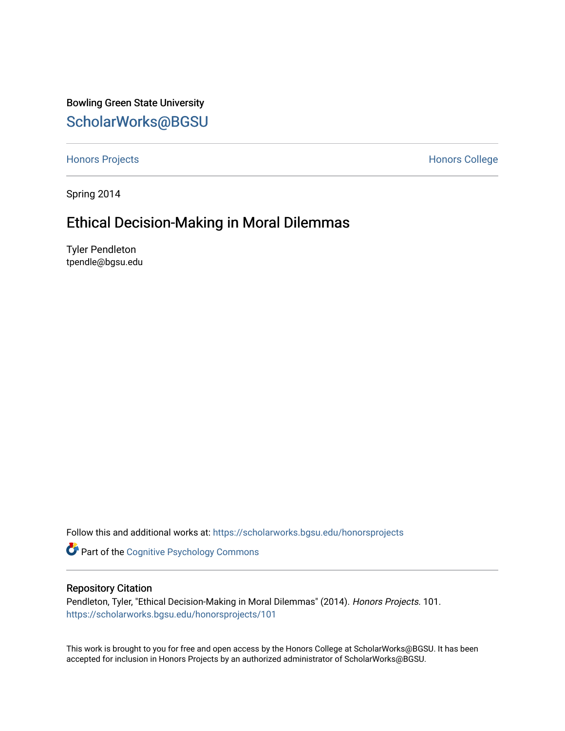Bowling Green State University

## ScholarWorks@BGSU

Honors Projects

Honors College

Spring 2014

# Ethical Decision-Making in Moral Dilemmas

Tyler Pendleton
tpendle@bgsu.edu

Follow this and additional works at: https://scholarworks.bgsu.edu/honorsprojects

Part of the Cognitive Psychology Commons

### Repository Citation

Pendleton, Tyler, "Ethical Decision-Making in Moral Dilemmas" (2014). *Honors Projects*. 101.
https://scholarworks.bgsu.edu/honorsprojects/101

This work is brought to you for free and open access by the Honors College at ScholarWorks@BGSU. It has been accepted for inclusion in Honors Projects by an authorized administrator of ScholarWorks@BGSU.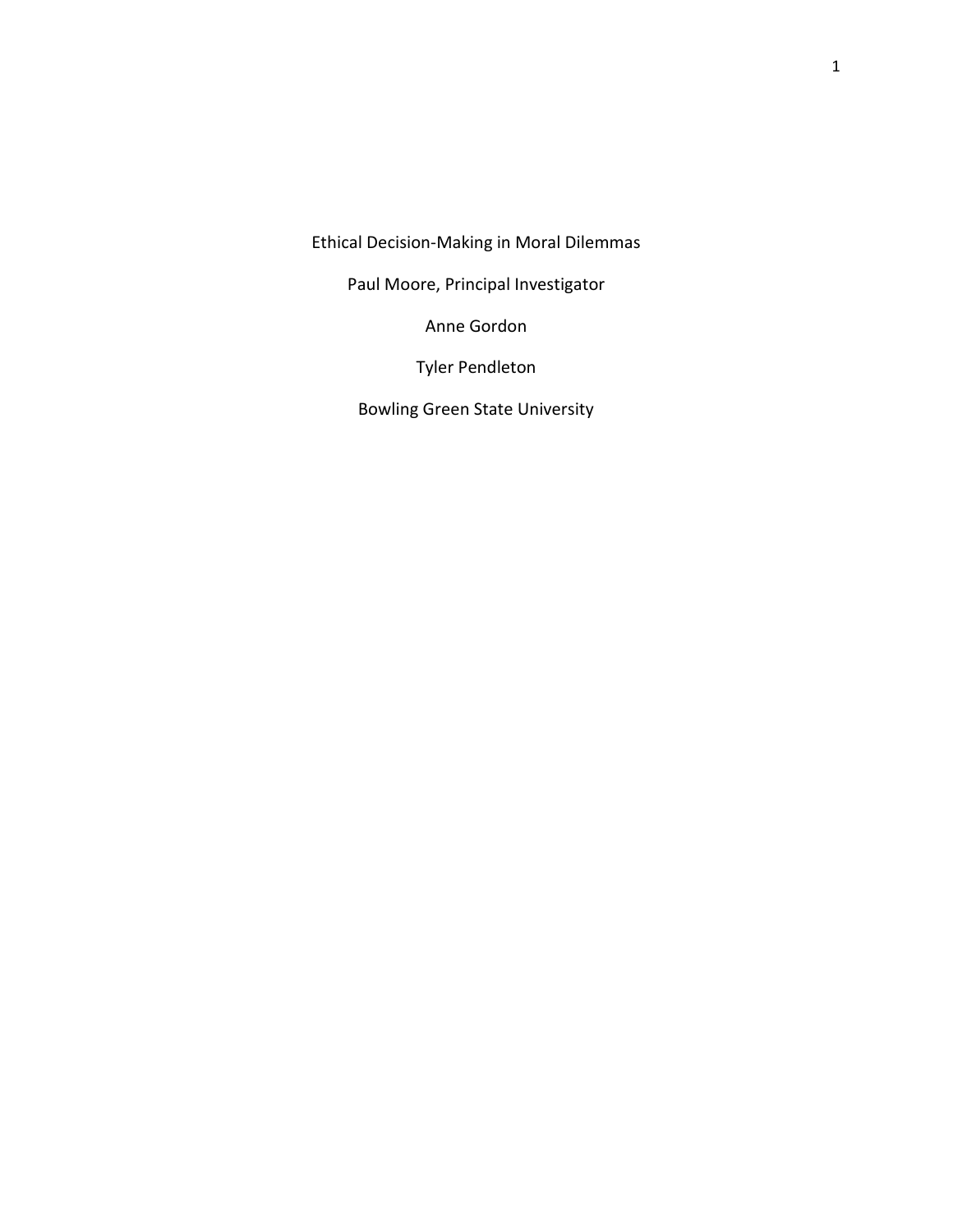Ethical Decision-Making in Moral Dilemmas

Paul Moore, Principal Investigator

Anne Gordon

Tyler Pendleton

Bowling Green State University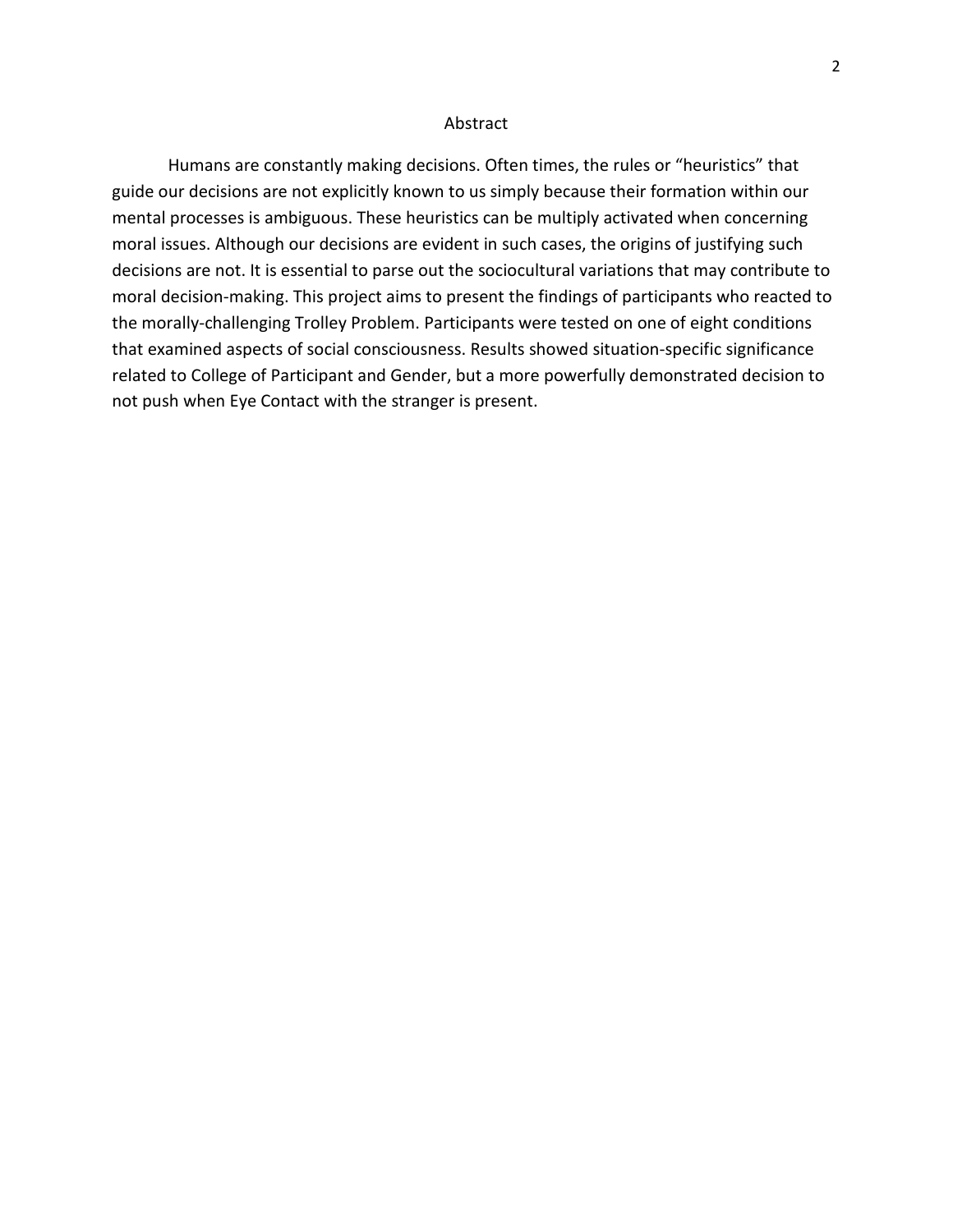# Abstract

Humans are constantly making decisions. Often times, the rules or "heuristics" that guide our decisions are not explicitly known to us simply because their formation within our mental processes is ambiguous. These heuristics can be multiply activated when concerning moral issues. Although our decisions are evident in such cases, the origins of justifying such decisions are not. It is essential to parse out the sociocultural variations that may contribute to moral decision-making. This project aims to present the findings of participants who reacted to the morally-challenging Trolley Problem. Participants were tested on one of eight conditions that examined aspects of social consciousness. Results showed situation-specific significance related to College of Participant and Gender, but a more powerfully demonstrated decision to not push when Eye Contact with the stranger is present.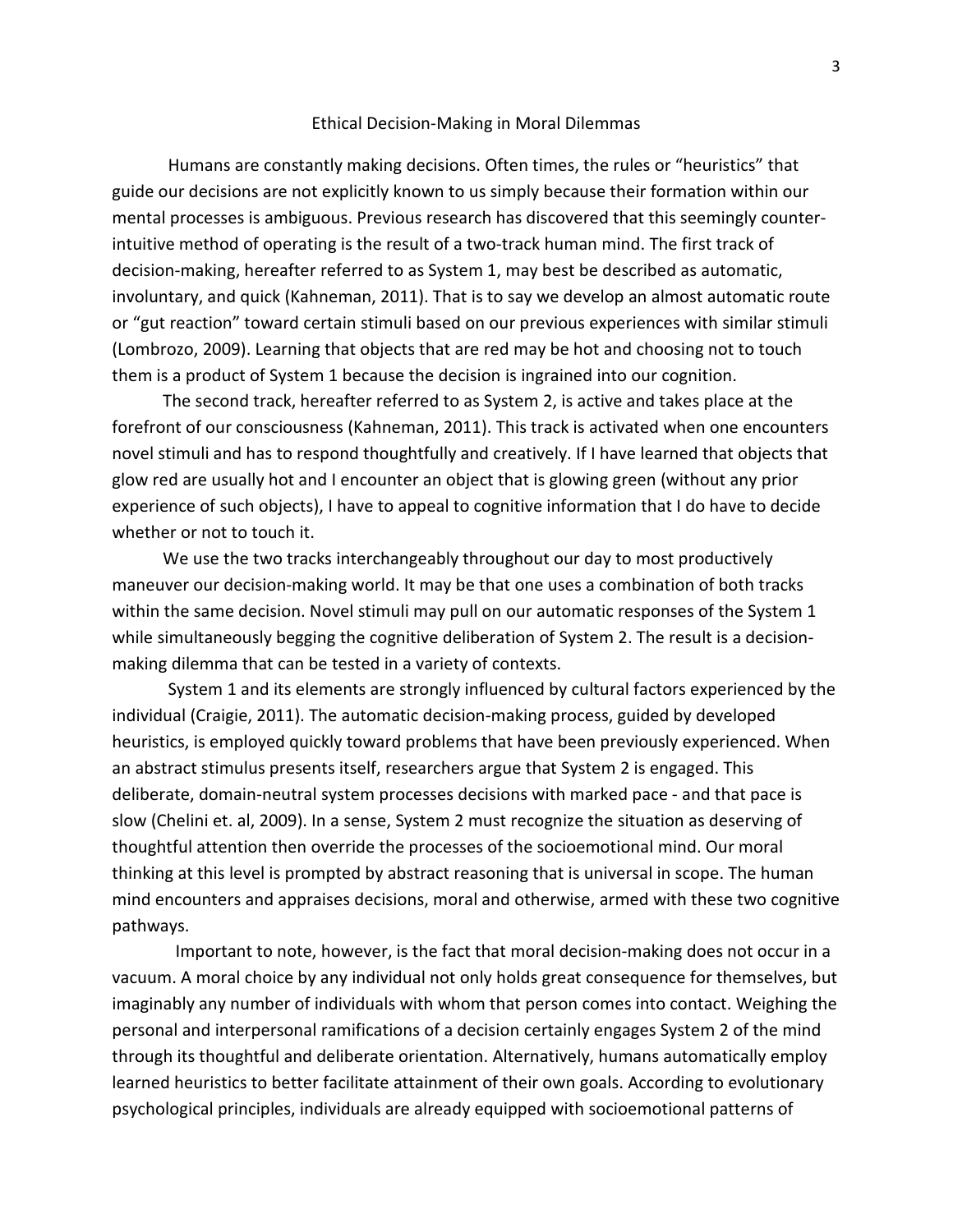# Ethical Decision-Making in Moral Dilemmas

Humans are constantly making decisions. Often times, the rules or "heuristics" that guide our decisions are not explicitly known to us simply because their formation within our mental processes is ambiguous. Previous research has discovered that this seemingly counter-intuitive method of operating is the result of a two-track human mind. The first track of decision-making, hereafter referred to as System 1, may best be described as automatic, involuntary, and quick (Kahneman, 2011). That is to say we develop an almost automatic route or "gut reaction" toward certain stimuli based on our previous experiences with similar stimuli (Lombrozo, 2009). Learning that objects that are red may be hot and choosing not to touch them is a product of System 1 because the decision is ingrained into our cognition.

The second track, hereafter referred to as System 2, is active and takes place at the forefront of our consciousness (Kahneman, 2011). This track is activated when one encounters novel stimuli and has to respond thoughtfully and creatively. If I have learned that objects that glow red are usually hot and I encounter an object that is glowing green (without any prior experience of such objects), I have to appeal to cognitive information that I do have to decide whether or not to touch it.

We use the two tracks interchangeably throughout our day to most productively maneuver our decision-making world. It may be that one uses a combination of both tracks within the same decision. Novel stimuli may pull on our automatic responses of the System 1 while simultaneously begging the cognitive deliberation of System 2. The result is a decision-making dilemma that can be tested in a variety of contexts.

System 1 and its elements are strongly influenced by cultural factors experienced by the individual (Craigie, 2011). The automatic decision-making process, guided by developed heuristics, is employed quickly toward problems that have been previously experienced. When an abstract stimulus presents itself, researchers argue that System 2 is engaged. This deliberate, domain-neutral system processes decisions with marked pace - and that pace is slow (Chelini et. al, 2009). In a sense, System 2 must recognize the situation as deserving of thoughtful attention then override the processes of the socioemotional mind. Our moral thinking at this level is prompted by abstract reasoning that is universal in scope. The human mind encounters and appraises decisions, moral and otherwise, armed with these two cognitive pathways.

Important to note, however, is the fact that moral decision-making does not occur in a vacuum. A moral choice by any individual not only holds great consequence for themselves, but imaginably any number of individuals with whom that person comes into contact. Weighing the personal and interpersonal ramifications of a decision certainly engages System 2 of the mind through its thoughtful and deliberate orientation. Alternatively, humans automatically employ learned heuristics to better facilitate attainment of their own goals. According to evolutionary psychological principles, individuals are already equipped with socioemotional patterns of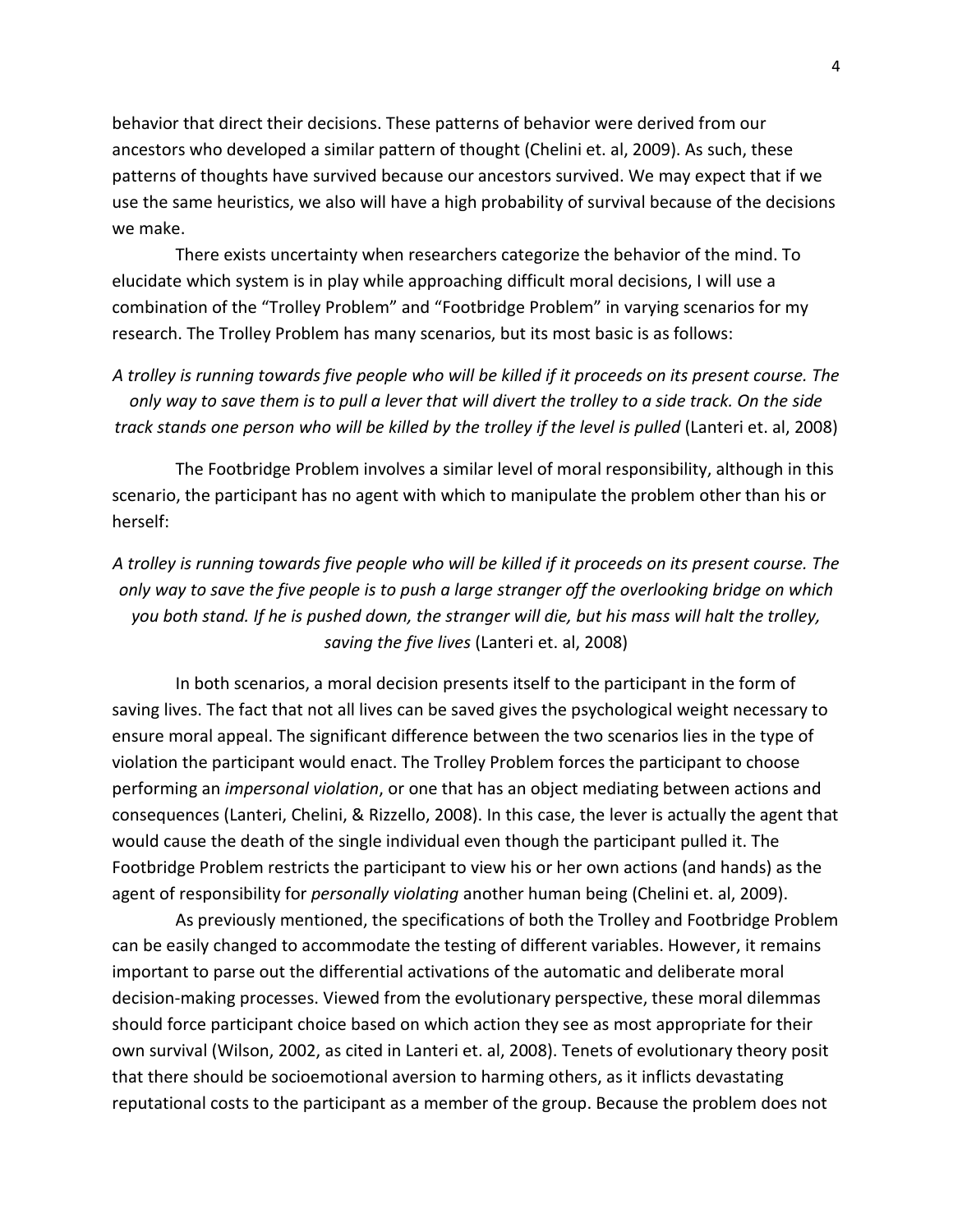behavior that direct their decisions. These patterns of behavior were derived from our ancestors who developed a similar pattern of thought (Chelini et. al, 2009). As such, these patterns of thoughts have survived because our ancestors survived. We may expect that if we use the same heuristics, we also will have a high probability of survival because of the decisions we make.

There exists uncertainty when researchers categorize the behavior of the mind. To elucidate which system is in play while approaching difficult moral decisions, I will use a combination of the "Trolley Problem" and "Footbridge Problem" in varying scenarios for my research. The Trolley Problem has many scenarios, but its most basic is as follows:

*A trolley is running towards five people who will be killed if it proceeds on its present course. The only way to save them is to pull a lever that will divert the trolley to a side track. On the side track stands one person who will be killed by the trolley if the level is pulled* (Lanteri et. al, 2008)

The Footbridge Problem involves a similar level of moral responsibility, although in this scenario, the participant has no agent with which to manipulate the problem other than his or herself:

*A trolley is running towards five people who will be killed if it proceeds on its present course. The only way to save the five people is to push a large stranger off the overlooking bridge on which you both stand. If he is pushed down, the stranger will die, but his mass will halt the trolley, saving the five lives* (Lanteri et. al, 2008)

In both scenarios, a moral decision presents itself to the participant in the form of saving lives. The fact that not all lives can be saved gives the psychological weight necessary to ensure moral appeal. The significant difference between the two scenarios lies in the type of violation the participant would enact. The Trolley Problem forces the participant to choose performing an *impersonal violation*, or one that has an object mediating between actions and consequences (Lanteri, Chelini, & Rizzello, 2008). In this case, the lever is actually the agent that would cause the death of the single individual even though the participant pulled it. The Footbridge Problem restricts the participant to view his or her own actions (and hands) as the agent of responsibility for *personally violating* another human being (Chelini et. al, 2009).

As previously mentioned, the specifications of both the Trolley and Footbridge Problem can be easily changed to accommodate the testing of different variables. However, it remains important to parse out the differential activations of the automatic and deliberate moral decision-making processes. Viewed from the evolutionary perspective, these moral dilemmas should force participant choice based on which action they see as most appropriate for their own survival (Wilson, 2002, as cited in Lanteri et. al, 2008). Tenets of evolutionary theory posit that there should be socioemotional aversion to harming others, as it inflicts devastating reputational costs to the participant as a member of the group. Because the problem does not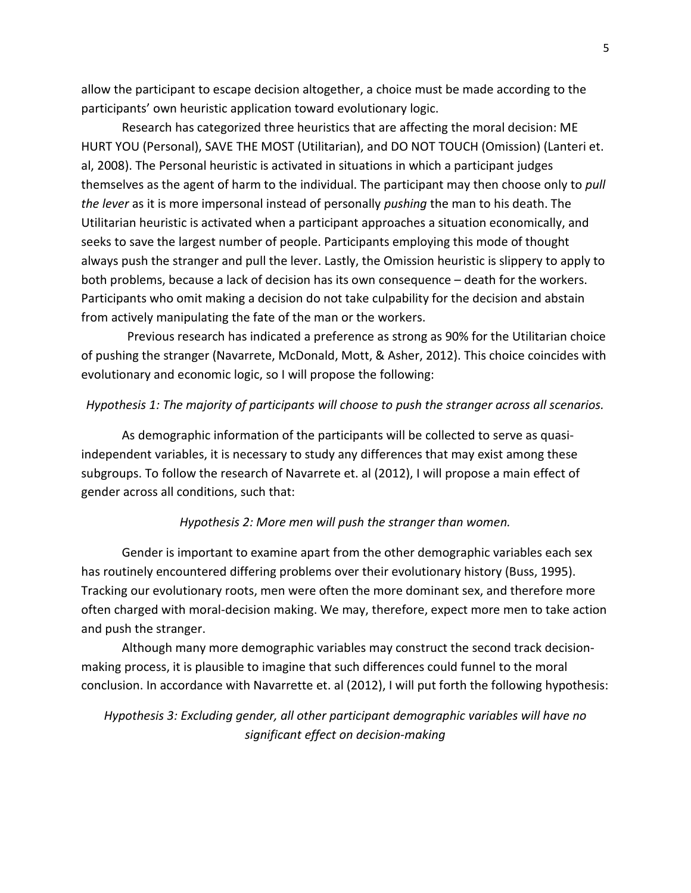allow the participant to escape decision altogether, a choice must be made according to the participants' own heuristic application toward evolutionary logic.

Research has categorized three heuristics that are affecting the moral decision: ME HURT YOU (Personal), SAVE THE MOST (Utilitarian), and DO NOT TOUCH (Omission) (Lanteri et. al, 2008). The Personal heuristic is activated in situations in which a participant judges themselves as the agent of harm to the individual. The participant may then choose only to *pull the lever* as it is more impersonal instead of personally *pushing* the man to his death. The Utilitarian heuristic is activated when a participant approaches a situation economically, and seeks to save the largest number of people. Participants employing this mode of thought always push the stranger and pull the lever. Lastly, the Omission heuristic is slippery to apply to both problems, because a lack of decision has its own consequence – death for the workers. Participants who omit making a decision do not take culpability for the decision and abstain from actively manipulating the fate of the man or the workers.

Previous research has indicated a preference as strong as 90% for the Utilitarian choice of pushing the stranger (Navarrete, McDonald, Mott, & Asher, 2012). This choice coincides with evolutionary and economic logic, so I will propose the following:

*Hypothesis 1: The majority of participants will choose to push the stranger across all scenarios.*

As demographic information of the participants will be collected to serve as quasi-independent variables, it is necessary to study any differences that may exist among these subgroups. To follow the research of Navarrete et. al (2012), I will propose a main effect of gender across all conditions, such that:

*Hypothesis 2: More men will push the stranger than women.*

Gender is important to examine apart from the other demographic variables each sex has routinely encountered differing problems over their evolutionary history (Buss, 1995). Tracking our evolutionary roots, men were often the more dominant sex, and therefore more often charged with moral-decision making. We may, therefore, expect more men to take action and push the stranger.

Although many more demographic variables may construct the second track decision-making process, it is plausible to imagine that such differences could funnel to the moral conclusion. In accordance with Navarrette et. al (2012), I will put forth the following hypothesis:

*Hypothesis 3: Excluding gender, all other participant demographic variables will have no significant effect on decision-making*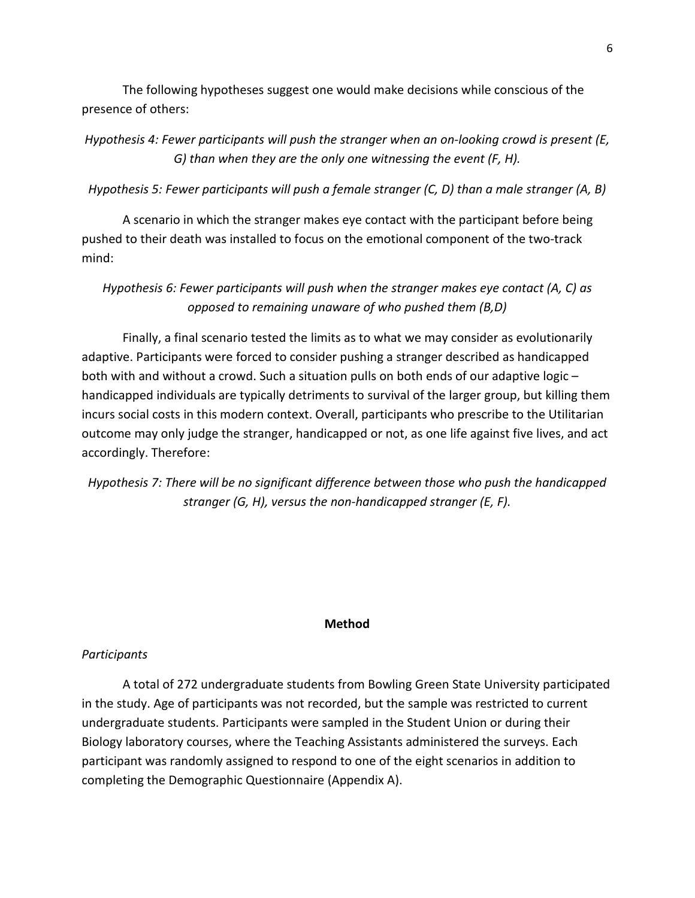The following hypotheses suggest one would make decisions while conscious of the presence of others:

*Hypothesis 4: Fewer participants will push the stranger when an on-looking crowd is present (E, G) than when they are the only one witnessing the event (F, H).*

*Hypothesis 5: Fewer participants will push a female stranger (C, D) than a male stranger (A, B)*

A scenario in which the stranger makes eye contact with the participant before being pushed to their death was installed to focus on the emotional component of the two-track mind:

*Hypothesis 6: Fewer participants will push when the stranger makes eye contact (A, C) as opposed to remaining unaware of who pushed them (B,D)*

Finally, a final scenario tested the limits as to what we may consider as evolutionarily adaptive. Participants were forced to consider pushing a stranger described as handicapped both with and without a crowd. Such a situation pulls on both ends of our adaptive logic – handicapped individuals are typically detriments to survival of the larger group, but killing them incurs social costs in this modern context. Overall, participants who prescribe to the Utilitarian outcome may only judge the stranger, handicapped or not, as one life against five lives, and act accordingly. Therefore:

*Hypothesis 7: There will be no significant difference between those who push the handicapped stranger (G, H), versus the non-handicapped stranger (E, F).*

## Method

*Participants*

A total of 272 undergraduate students from Bowling Green State University participated in the study. Age of participants was not recorded, but the sample was restricted to current undergraduate students. Participants were sampled in the Student Union or during their Biology laboratory courses, where the Teaching Assistants administered the surveys. Each participant was randomly assigned to respond to one of the eight scenarios in addition to completing the Demographic Questionnaire (Appendix A).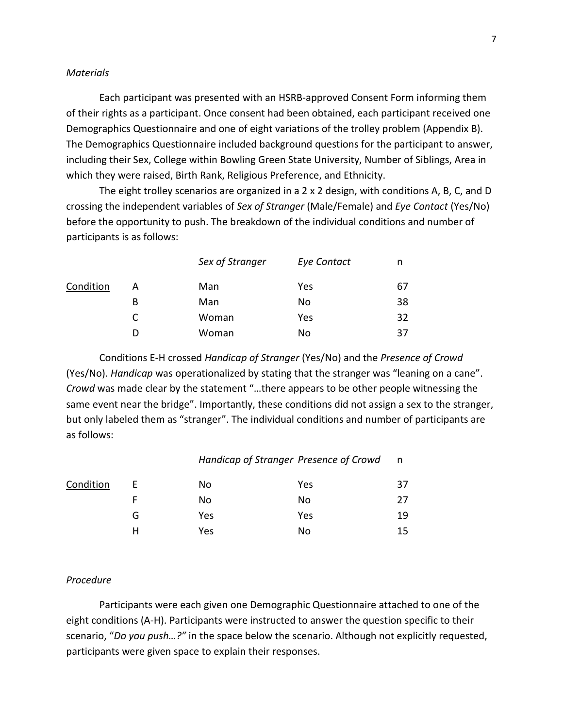*Materials*

Each participant was presented with an HSRB-approved Consent Form informing them of their rights as a participant. Once consent had been obtained, each participant received one Demographics Questionnaire and one of eight variations of the trolley problem (Appendix B). The Demographics Questionnaire included background questions for the participant to answer, including their Sex, College within Bowling Green State University, Number of Siblings, Area in which they were raised, Birth Rank, Religious Preference, and Ethnicity.

The eight trolley scenarios are organized in a 2 x 2 design, with conditions A, B, C, and D crossing the independent variables of *Sex of Stranger* (Male/Female) and *Eye Contact* (Yes/No) before the opportunity to push. The breakdown of the individual conditions and number of participants is as follows:

| | | *Sex of Stranger* | *Eye Contact* | n |
|---|---|---|---|---|
| Condition | A | Man | Yes | 67 |
| | B | Man | No | 38 |
| | C | Woman | Yes | 32 |
| | D | Woman | No | 37 |

Conditions E-H crossed *Handicap of Stranger* (Yes/No) and the *Presence of Crowd* (Yes/No). *Handicap* was operationalized by stating that the stranger was "leaning on a cane". *Crowd* was made clear by the statement "…there appears to be other people witnessing the same event near the bridge". Importantly, these conditions did not assign a sex to the stranger, but only labeled them as "stranger". The individual conditions and number of participants are as follows:

| | | *Handicap of Stranger* | *Presence of Crowd* | n |
|---|---|---|---|---|
| Condition | E | No | Yes | 37 |
| | F | No | No | 27 |
| | G | Yes | Yes | 19 |
| | H | Yes | No | 15 |

*Procedure*

Participants were each given one Demographic Questionnaire attached to one of the eight conditions (A-H). Participants were instructed to answer the question specific to their scenario, "*Do you push…?*" in the space below the scenario. Although not explicitly requested, participants were given space to explain their responses.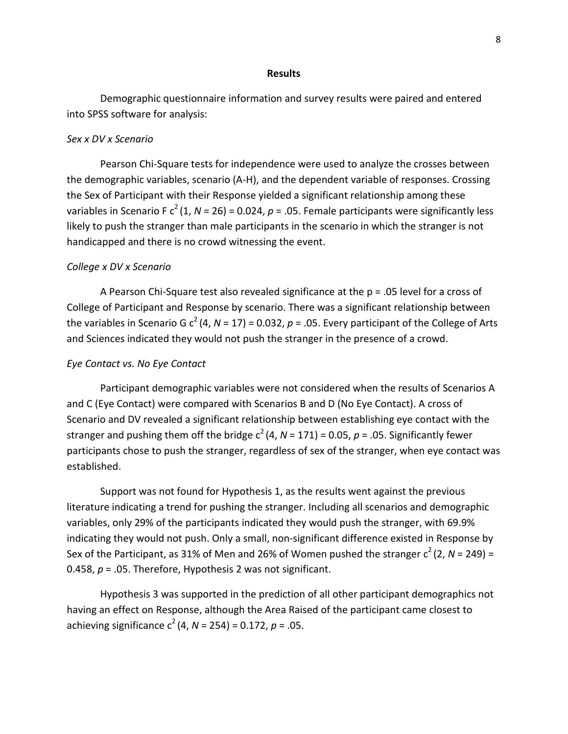## Results

Demographic questionnaire information and survey results were paired and entered into SPSS software for analysis:

### *Sex x DV x Scenario*

Pearson Chi-Square tests for independence were used to analyze the crosses between the demographic variables, scenario (A-H), and the dependent variable of responses. Crossing the Sex of Participant with their Response yielded a significant relationship among these variables in Scenario F $c^2$ (1, *N* = 26) = 0.024, *p* = .05. Female participants were significantly less likely to push the stranger than male participants in the scenario in which the stranger is not handicapped and there is no crowd witnessing the event.

### *College x DV x Scenario*

A Pearson Chi-Square test also revealed significance at the p = .05 level for a cross of College of Participant and Response by scenario. There was a significant relationship between the variables in Scenario G $c^2$ (4, *N* = 17) = 0.032, *p* = .05. Every participant of the College of Arts and Sciences indicated they would not push the stranger in the presence of a crowd.

### *Eye Contact vs. No Eye Contact*

Participant demographic variables were not considered when the results of Scenarios A and C (Eye Contact) were compared with Scenarios B and D (No Eye Contact). A cross of Scenario and DV revealed a significant relationship between establishing eye contact with the stranger and pushing them off the bridge $c^2$ (4, *N* = 171) = 0.05, *p* = .05. Significantly fewer participants chose to push the stranger, regardless of sex of the stranger, when eye contact was established.

Support was not found for Hypothesis 1, as the results went against the previous literature indicating a trend for pushing the stranger. Including all scenarios and demographic variables, only 29% of the participants indicated they would push the stranger, with 69.9% indicating they would not push. Only a small, non-significant difference existed in Response by Sex of the Participant, as 31% of Men and 26% of Women pushed the stranger $c^2$ (2, *N* = 249) = 0.458, *p* = .05. Therefore, Hypothesis 2 was not significant.

Hypothesis 3 was supported in the prediction of all other participant demographics not having an effect on Response, although the Area Raised of the participant came closest to achieving significance $c^2$ (4, *N* = 254) = 0.172, *p* = .05.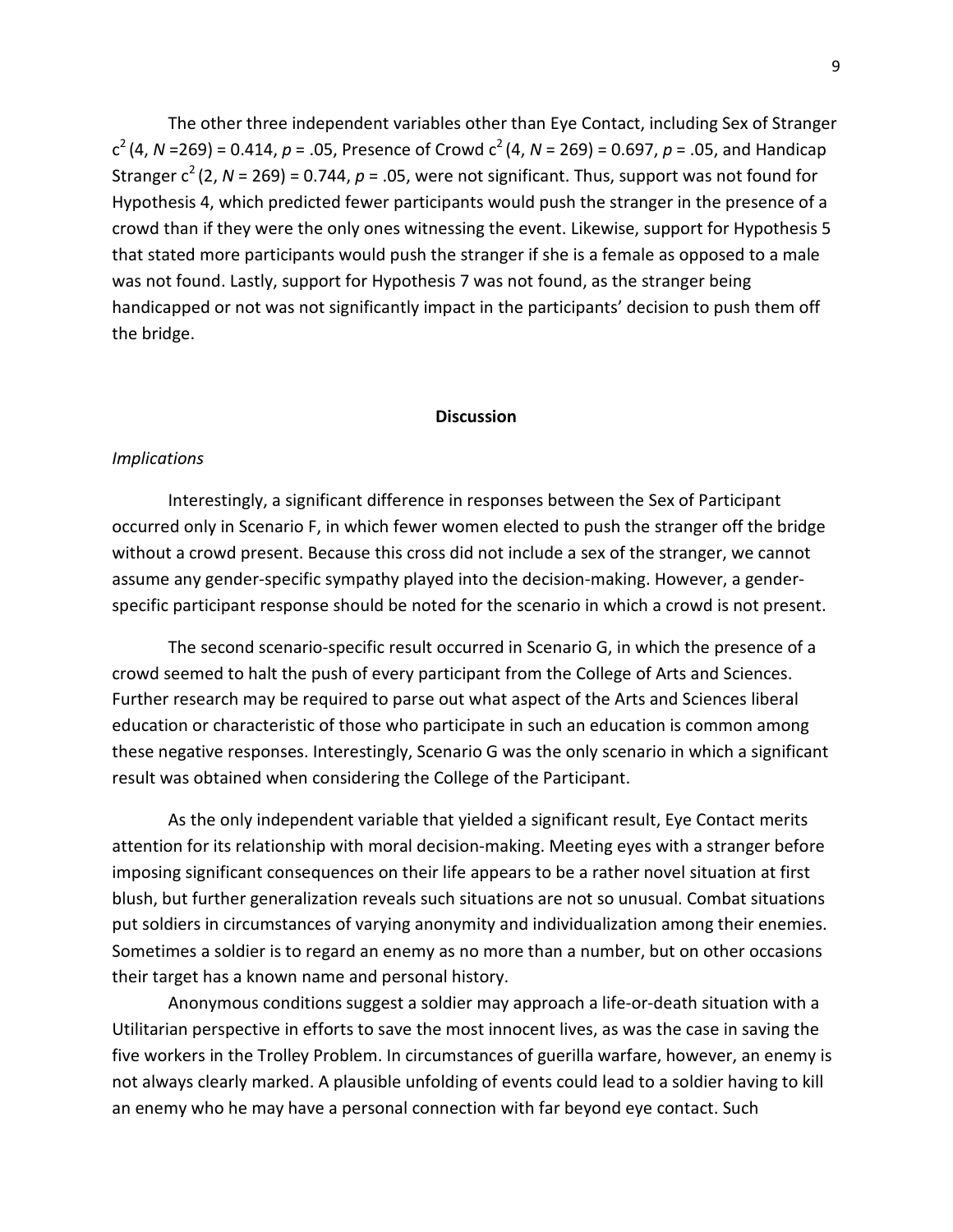The other three independent variables other than Eye Contact, including Sex of Stranger $c^2$ (4, *N* =269) = 0.414, *p* = .05, Presence of Crowd $c^2$ (4, *N* = 269) = 0.697, *p* = .05, and Handicap Stranger $c^2$ (2, *N* = 269) = 0.744, *p* = .05, were not significant. Thus, support was not found for Hypothesis 4, which predicted fewer participants would push the stranger in the presence of a crowd than if they were the only ones witnessing the event. Likewise, support for Hypothesis 5 that stated more participants would push the stranger if she is a female as opposed to a male was not found. Lastly, support for Hypothesis 7 was not found, as the stranger being handicapped or not was not significantly impact in the participants' decision to push them off the bridge.

## Discussion

### *Implications*

Interestingly, a significant difference in responses between the Sex of Participant occurred only in Scenario F, in which fewer women elected to push the stranger off the bridge without a crowd present. Because this cross did not include a sex of the stranger, we cannot assume any gender-specific sympathy played into the decision-making. However, a gender-specific participant response should be noted for the scenario in which a crowd is not present.

The second scenario-specific result occurred in Scenario G, in which the presence of a crowd seemed to halt the push of every participant from the College of Arts and Sciences. Further research may be required to parse out what aspect of the Arts and Sciences liberal education or characteristic of those who participate in such an education is common among these negative responses. Interestingly, Scenario G was the only scenario in which a significant result was obtained when considering the College of the Participant.

As the only independent variable that yielded a significant result, Eye Contact merits attention for its relationship with moral decision-making. Meeting eyes with a stranger before imposing significant consequences on their life appears to be a rather novel situation at first blush, but further generalization reveals such situations are not so unusual. Combat situations put soldiers in circumstances of varying anonymity and individualization among their enemies. Sometimes a soldier is to regard an enemy as no more than a number, but on other occasions their target has a known name and personal history.

Anonymous conditions suggest a soldier may approach a life-or-death situation with a Utilitarian perspective in efforts to save the most innocent lives, as was the case in saving the five workers in the Trolley Problem. In circumstances of guerilla warfare, however, an enemy is not always clearly marked. A plausible unfolding of events could lead to a soldier having to kill an enemy who he may have a personal connection with far beyond eye contact. Such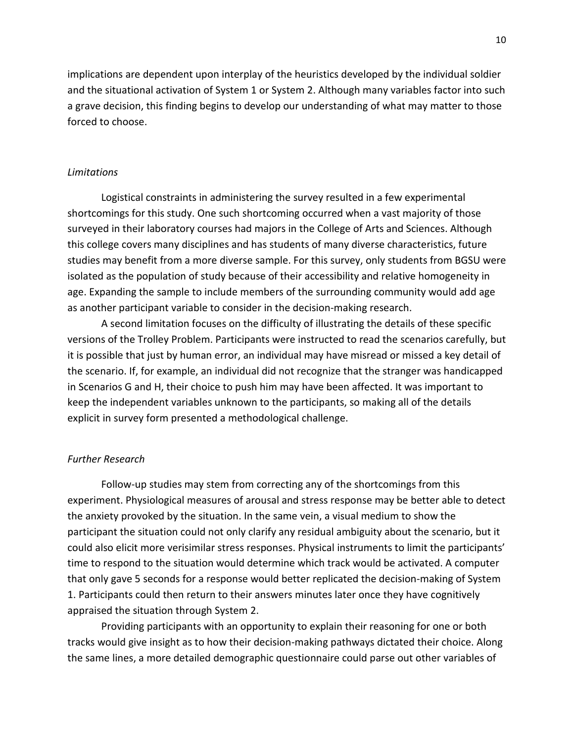implications are dependent upon interplay of the heuristics developed by the individual soldier and the situational activation of System 1 or System 2. Although many variables factor into such a grave decision, this finding begins to develop our understanding of what may matter to those forced to choose.

### *Limitations*

Logistical constraints in administering the survey resulted in a few experimental shortcomings for this study. One such shortcoming occurred when a vast majority of those surveyed in their laboratory courses had majors in the College of Arts and Sciences. Although this college covers many disciplines and has students of many diverse characteristics, future studies may benefit from a more diverse sample. For this survey, only students from BGSU were isolated as the population of study because of their accessibility and relative homogeneity in age. Expanding the sample to include members of the surrounding community would add age as another participant variable to consider in the decision-making research.

A second limitation focuses on the difficulty of illustrating the details of these specific versions of the Trolley Problem. Participants were instructed to read the scenarios carefully, but it is possible that just by human error, an individual may have misread or missed a key detail of the scenario. If, for example, an individual did not recognize that the stranger was handicapped in Scenarios G and H, their choice to push him may have been affected. It was important to keep the independent variables unknown to the participants, so making all of the details explicit in survey form presented a methodological challenge.

### *Further Research*

Follow-up studies may stem from correcting any of the shortcomings from this experiment. Physiological measures of arousal and stress response may be better able to detect the anxiety provoked by the situation. In the same vein, a visual medium to show the participant the situation could not only clarify any residual ambiguity about the scenario, but it could also elicit more verisimilar stress responses. Physical instruments to limit the participants' time to respond to the situation would determine which track would be activated. A computer that only gave 5 seconds for a response would better replicated the decision-making of System 1. Participants could then return to their answers minutes later once they have cognitively appraised the situation through System 2.

Providing participants with an opportunity to explain their reasoning for one or both tracks would give insight as to how their decision-making pathways dictated their choice. Along the same lines, a more detailed demographic questionnaire could parse out other variables of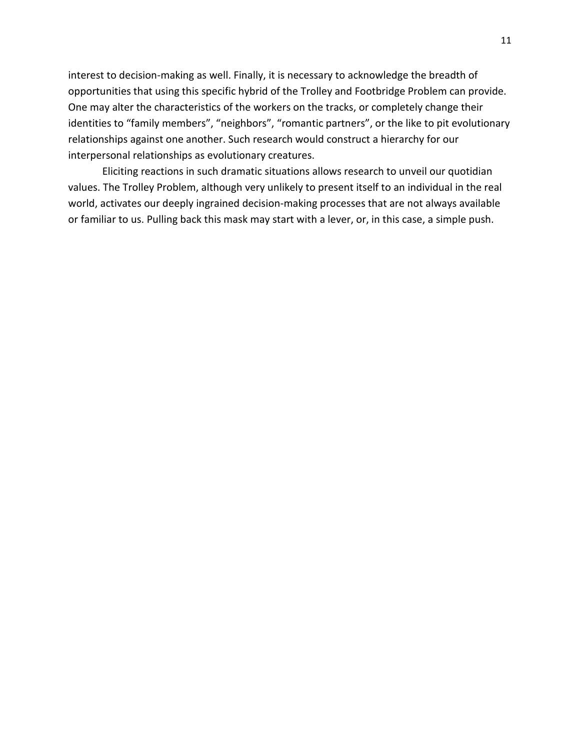interest to decision-making as well. Finally, it is necessary to acknowledge the breadth of opportunities that using this specific hybrid of the Trolley and Footbridge Problem can provide. One may alter the characteristics of the workers on the tracks, or completely change their identities to "family members", "neighbors", "romantic partners", or the like to pit evolutionary relationships against one another. Such research would construct a hierarchy for our interpersonal relationships as evolutionary creatures.

Eliciting reactions in such dramatic situations allows research to unveil our quotidian values. The Trolley Problem, although very unlikely to present itself to an individual in the real world, activates our deeply ingrained decision-making processes that are not always available or familiar to us. Pulling back this mask may start with a lever, or, in this case, a simple push.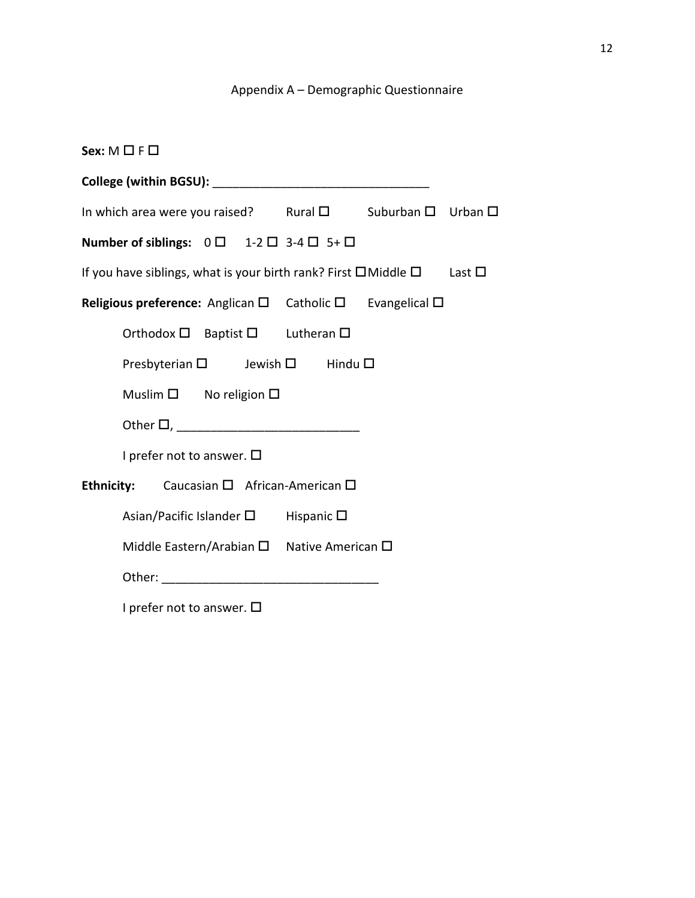## Appendix A – Demographic Questionnaire

**Sex:** M ☐ F ☐

**College (within BGSU):** ________________________________

In which area were you raised? Rural ☐ Suburban ☐ Urban ☐

**Number of siblings:** 0 ☐ 1-2 ☐ 3-4 ☐ 5+ ☐

If you have siblings, what is your birth rank? First ☐ Middle ☐ Last ☐

**Religious preference:** Anglican ☐ Catholic ☐ Evangelical ☐

Orthodox ☐ Baptist ☐ Lutheran ☐

Presbyterian ☐ Jewish ☐ Hindu ☐

Muslim ☐ No religion ☐

Other ☐, ___________________________

I prefer not to answer. ☐

**Ethnicity:** Caucasian ☐ African-American ☐

Asian/Pacific Islander ☐ Hispanic ☐

Middle Eastern/Arabian ☐ Native American ☐

Other: ________________________________

I prefer not to answer. ☐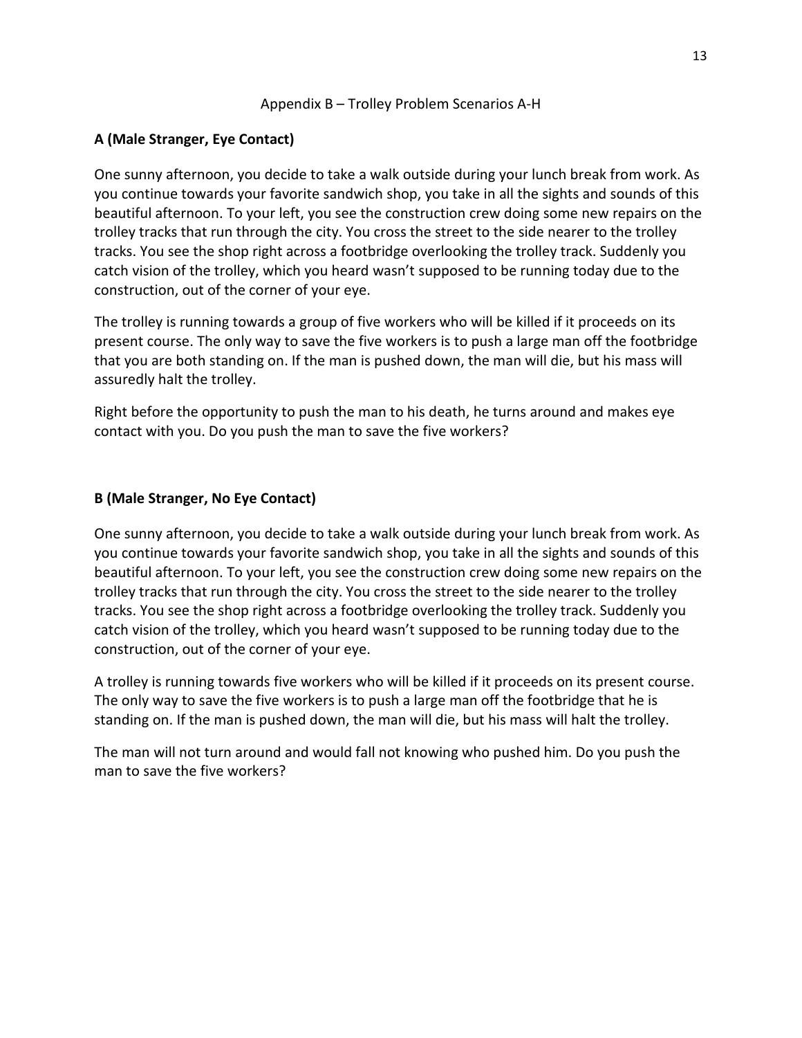Appendix B – Trolley Problem Scenarios A-H

**A (Male Stranger, Eye Contact)**

One sunny afternoon, you decide to take a walk outside during your lunch break from work. As you continue towards your favorite sandwich shop, you take in all the sights and sounds of this beautiful afternoon. To your left, you see the construction crew doing some new repairs on the trolley tracks that run through the city. You cross the street to the side nearer to the trolley tracks. You see the shop right across a footbridge overlooking the trolley track. Suddenly you catch vision of the trolley, which you heard wasn't supposed to be running today due to the construction, out of the corner of your eye.

The trolley is running towards a group of five workers who will be killed if it proceeds on its present course. The only way to save the five workers is to push a large man off the footbridge that you are both standing on. If the man is pushed down, the man will die, but his mass will assuredly halt the trolley.

Right before the opportunity to push the man to his death, he turns around and makes eye contact with you. Do you push the man to save the five workers?

**B (Male Stranger, No Eye Contact)**

One sunny afternoon, you decide to take a walk outside during your lunch break from work. As you continue towards your favorite sandwich shop, you take in all the sights and sounds of this beautiful afternoon. To your left, you see the construction crew doing some new repairs on the trolley tracks that run through the city. You cross the street to the side nearer to the trolley tracks. You see the shop right across a footbridge overlooking the trolley track. Suddenly you catch vision of the trolley, which you heard wasn't supposed to be running today due to the construction, out of the corner of your eye.

A trolley is running towards five workers who will be killed if it proceeds on its present course. The only way to save the five workers is to push a large man off the footbridge that he is standing on. If the man is pushed down, the man will die, but his mass will halt the trolley.

The man will not turn around and would fall not knowing who pushed him. Do you push the man to save the five workers?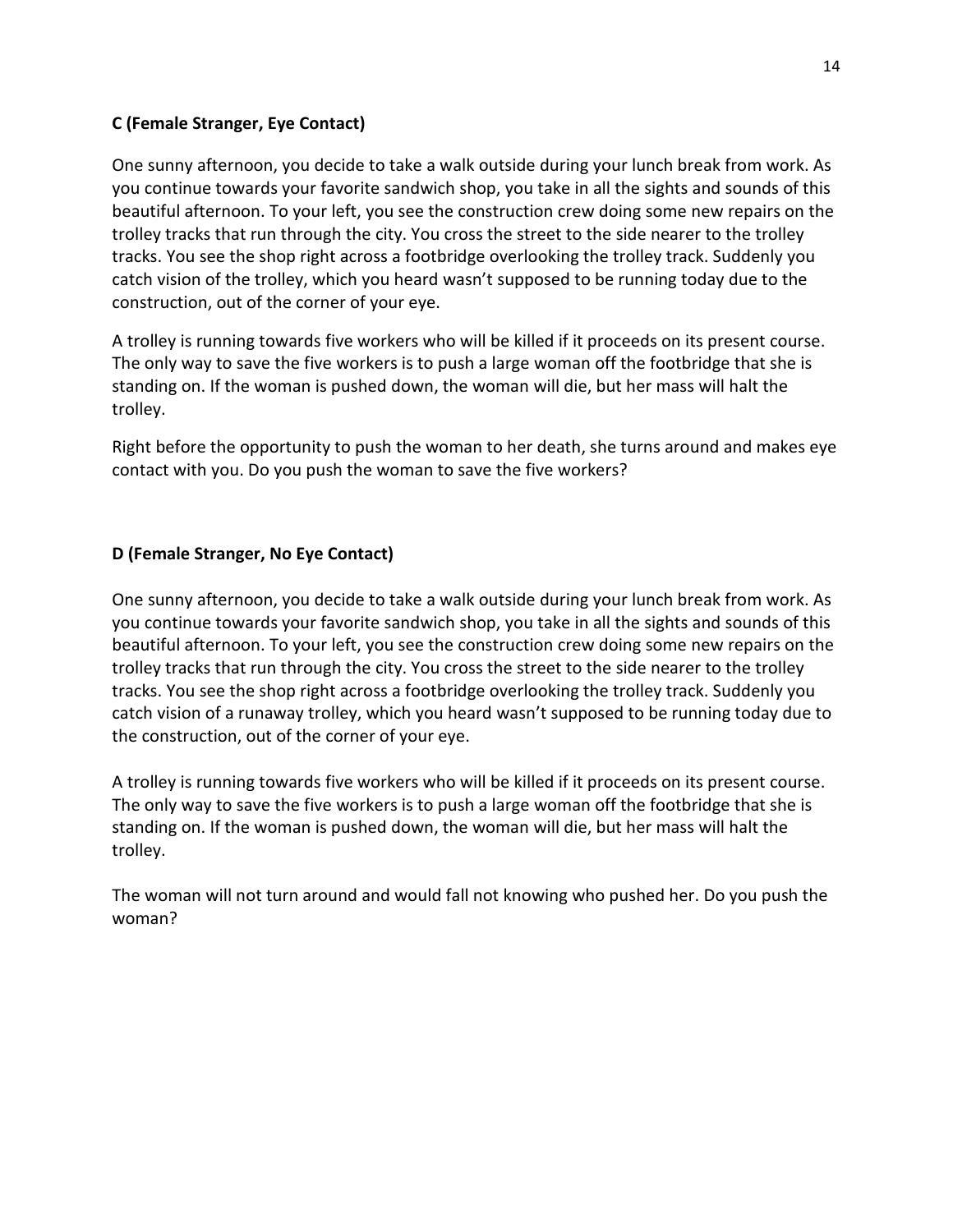**C (Female Stranger, Eye Contact)**

One sunny afternoon, you decide to take a walk outside during your lunch break from work. As you continue towards your favorite sandwich shop, you take in all the sights and sounds of this beautiful afternoon. To your left, you see the construction crew doing some new repairs on the trolley tracks that run through the city. You cross the street to the side nearer to the trolley tracks. You see the shop right across a footbridge overlooking the trolley track. Suddenly you catch vision of the trolley, which you heard wasn't supposed to be running today due to the construction, out of the corner of your eye.

A trolley is running towards five workers who will be killed if it proceeds on its present course. The only way to save the five workers is to push a large woman off the footbridge that she is standing on. If the woman is pushed down, the woman will die, but her mass will halt the trolley.

Right before the opportunity to push the woman to her death, she turns around and makes eye contact with you. Do you push the woman to save the five workers?

**D (Female Stranger, No Eye Contact)**

One sunny afternoon, you decide to take a walk outside during your lunch break from work. As you continue towards your favorite sandwich shop, you take in all the sights and sounds of this beautiful afternoon. To your left, you see the construction crew doing some new repairs on the trolley tracks that run through the city. You cross the street to the side nearer to the trolley tracks. You see the shop right across a footbridge overlooking the trolley track. Suddenly you catch vision of a runaway trolley, which you heard wasn't supposed to be running today due to the construction, out of the corner of your eye.

A trolley is running towards five workers who will be killed if it proceeds on its present course. The only way to save the five workers is to push a large woman off the footbridge that she is standing on. If the woman is pushed down, the woman will die, but her mass will halt the trolley.

The woman will not turn around and would fall not knowing who pushed her. Do you push the woman?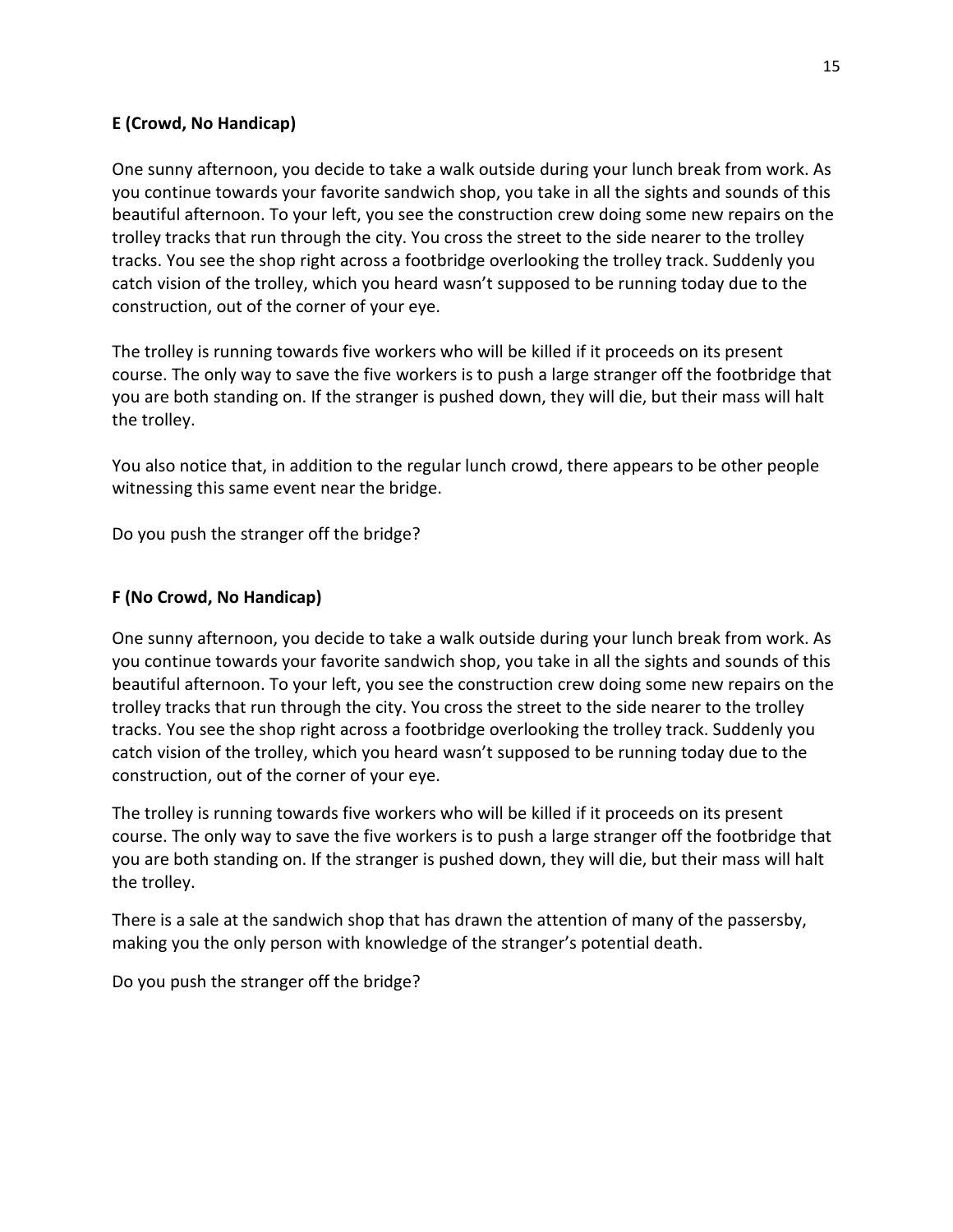**E (Crowd, No Handicap)**

One sunny afternoon, you decide to take a walk outside during your lunch break from work. As you continue towards your favorite sandwich shop, you take in all the sights and sounds of this beautiful afternoon. To your left, you see the construction crew doing some new repairs on the trolley tracks that run through the city. You cross the street to the side nearer to the trolley tracks. You see the shop right across a footbridge overlooking the trolley track. Suddenly you catch vision of the trolley, which you heard wasn't supposed to be running today due to the construction, out of the corner of your eye.

The trolley is running towards five workers who will be killed if it proceeds on its present course. The only way to save the five workers is to push a large stranger off the footbridge that you are both standing on. If the stranger is pushed down, they will die, but their mass will halt the trolley.

You also notice that, in addition to the regular lunch crowd, there appears to be other people witnessing this same event near the bridge.

Do you push the stranger off the bridge?

**F (No Crowd, No Handicap)**

One sunny afternoon, you decide to take a walk outside during your lunch break from work. As you continue towards your favorite sandwich shop, you take in all the sights and sounds of this beautiful afternoon. To your left, you see the construction crew doing some new repairs on the trolley tracks that run through the city. You cross the street to the side nearer to the trolley tracks. You see the shop right across a footbridge overlooking the trolley track. Suddenly you catch vision of the trolley, which you heard wasn't supposed to be running today due to the construction, out of the corner of your eye.

The trolley is running towards five workers who will be killed if it proceeds on its present course. The only way to save the five workers is to push a large stranger off the footbridge that you are both standing on. If the stranger is pushed down, they will die, but their mass will halt the trolley.

There is a sale at the sandwich shop that has drawn the attention of many of the passersby, making you the only person with knowledge of the stranger's potential death.

Do you push the stranger off the bridge?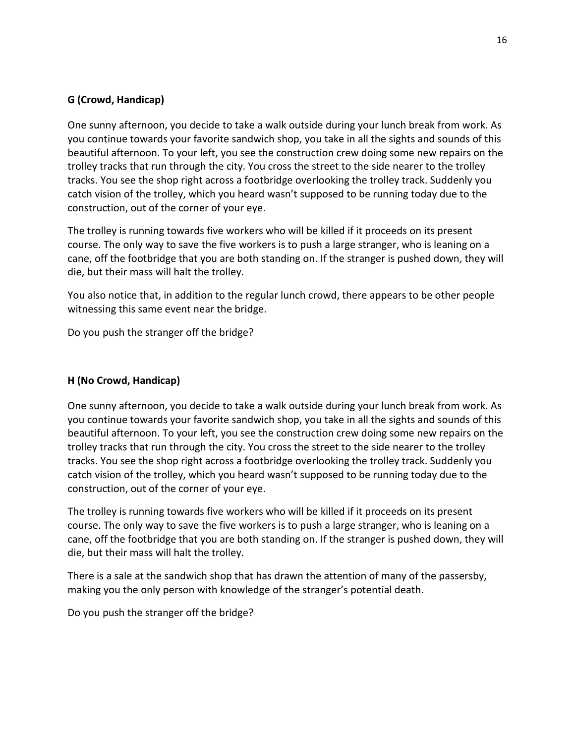**G (Crowd, Handicap)**

One sunny afternoon, you decide to take a walk outside during your lunch break from work. As you continue towards your favorite sandwich shop, you take in all the sights and sounds of this beautiful afternoon. To your left, you see the construction crew doing some new repairs on the trolley tracks that run through the city. You cross the street to the side nearer to the trolley tracks. You see the shop right across a footbridge overlooking the trolley track. Suddenly you catch vision of the trolley, which you heard wasn't supposed to be running today due to the construction, out of the corner of your eye.

The trolley is running towards five workers who will be killed if it proceeds on its present course. The only way to save the five workers is to push a large stranger, who is leaning on a cane, off the footbridge that you are both standing on. If the stranger is pushed down, they will die, but their mass will halt the trolley.

You also notice that, in addition to the regular lunch crowd, there appears to be other people witnessing this same event near the bridge.

Do you push the stranger off the bridge?

**H (No Crowd, Handicap)**

One sunny afternoon, you decide to take a walk outside during your lunch break from work. As you continue towards your favorite sandwich shop, you take in all the sights and sounds of this beautiful afternoon. To your left, you see the construction crew doing some new repairs on the trolley tracks that run through the city. You cross the street to the side nearer to the trolley tracks. You see the shop right across a footbridge overlooking the trolley track. Suddenly you catch vision of the trolley, which you heard wasn't supposed to be running today due to the construction, out of the corner of your eye.

The trolley is running towards five workers who will be killed if it proceeds on its present course. The only way to save the five workers is to push a large stranger, who is leaning on a cane, off the footbridge that you are both standing on. If the stranger is pushed down, they will die, but their mass will halt the trolley.

There is a sale at the sandwich shop that has drawn the attention of many of the passersby, making you the only person with knowledge of the stranger's potential death.

Do you push the stranger off the bridge?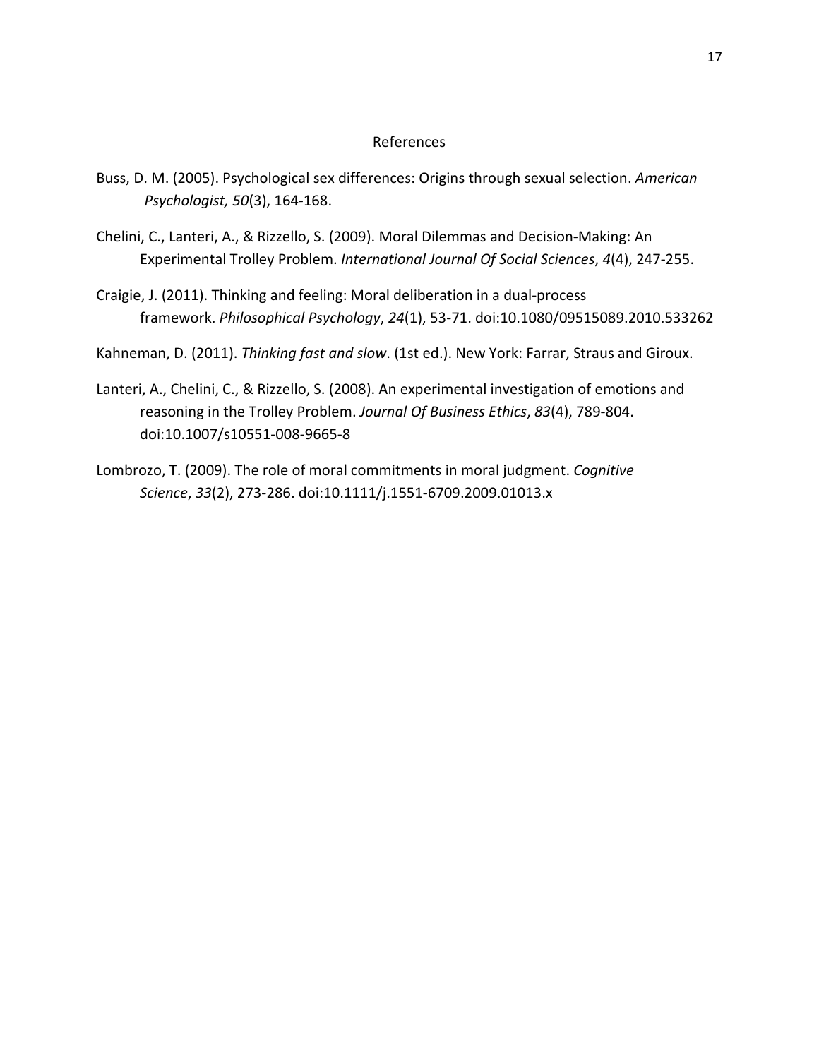# References

Buss, D. M. (2005). Psychological sex differences: Origins through sexual selection. *American Psychologist, 50*(3), 164-168.

Chelini, C., Lanteri, A., & Rizzello, S. (2009). Moral Dilemmas and Decision-Making: An Experimental Trolley Problem. *International Journal Of Social Sciences*, *4*(4), 247-255.

Craigie, J. (2011). Thinking and feeling: Moral deliberation in a dual-process framework. *Philosophical Psychology*, *24*(1), 53-71. doi:10.1080/09515089.2010.533262

Kahneman, D. (2011). *Thinking fast and slow*. (1st ed.). New York: Farrar, Straus and Giroux.

Lanteri, A., Chelini, C., & Rizzello, S. (2008). An experimental investigation of emotions and reasoning in the Trolley Problem. *Journal Of Business Ethics*, *83*(4), 789-804. doi:10.1007/s10551-008-9665-8

Lombrozo, T. (2009). The role of moral commitments in moral judgment. *Cognitive Science*, *33*(2), 273-286. doi:10.1111/j.1551-6709.2009.01013.x